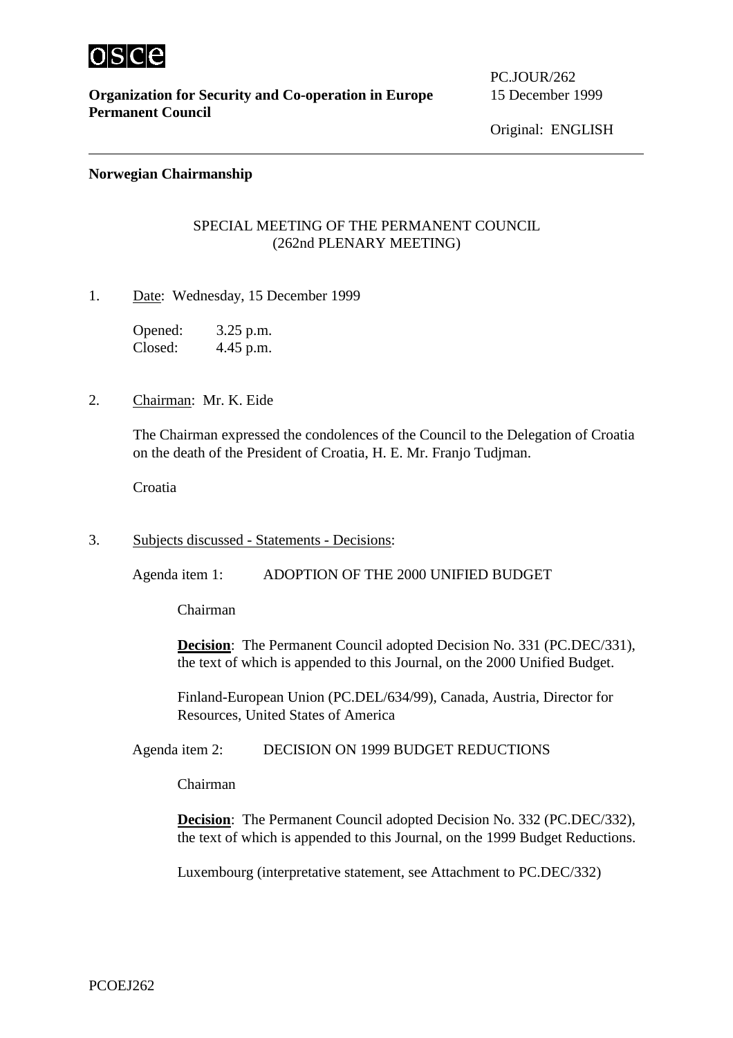**Organization for Security and Co-operation in Europe**
**Permanent Council**

PC.JOUR/262
15 December 1999

Original: ENGLISH

**Norwegian Chairmanship**

SPECIAL MEETING OF THE PERMANENT COUNCIL
(262nd PLENARY MEETING)

1. Date: Wednesday, 15 December 1999

   Opened: 3.25 p.m.
   Closed: 4.45 p.m.

2. Chairman: Mr. K. Eide

   The Chairman expressed the condolences of the Council to the Delegation of Croatia on the death of the President of Croatia, H. E. Mr. Franjo Tudjman.

   Croatia

3. Subjects discussed - Statements - Decisions:

   Agenda item 1: ADOPTION OF THE 2000 UNIFIED BUDGET

   Chairman

   **Decision**: The Permanent Council adopted Decision No. 331 (PC.DEC/331), the text of which is appended to this Journal, on the 2000 Unified Budget.

   Finland-European Union (PC.DEL/634/99), Canada, Austria, Director for Resources, United States of America

   Agenda item 2: DECISION ON 1999 BUDGET REDUCTIONS

   Chairman

   **Decision**: The Permanent Council adopted Decision No. 332 (PC.DEC/332), the text of which is appended to this Journal, on the 1999 Budget Reductions.

   Luxembourg (interpretative statement, see Attachment to PC.DEC/332)

PCOEJ262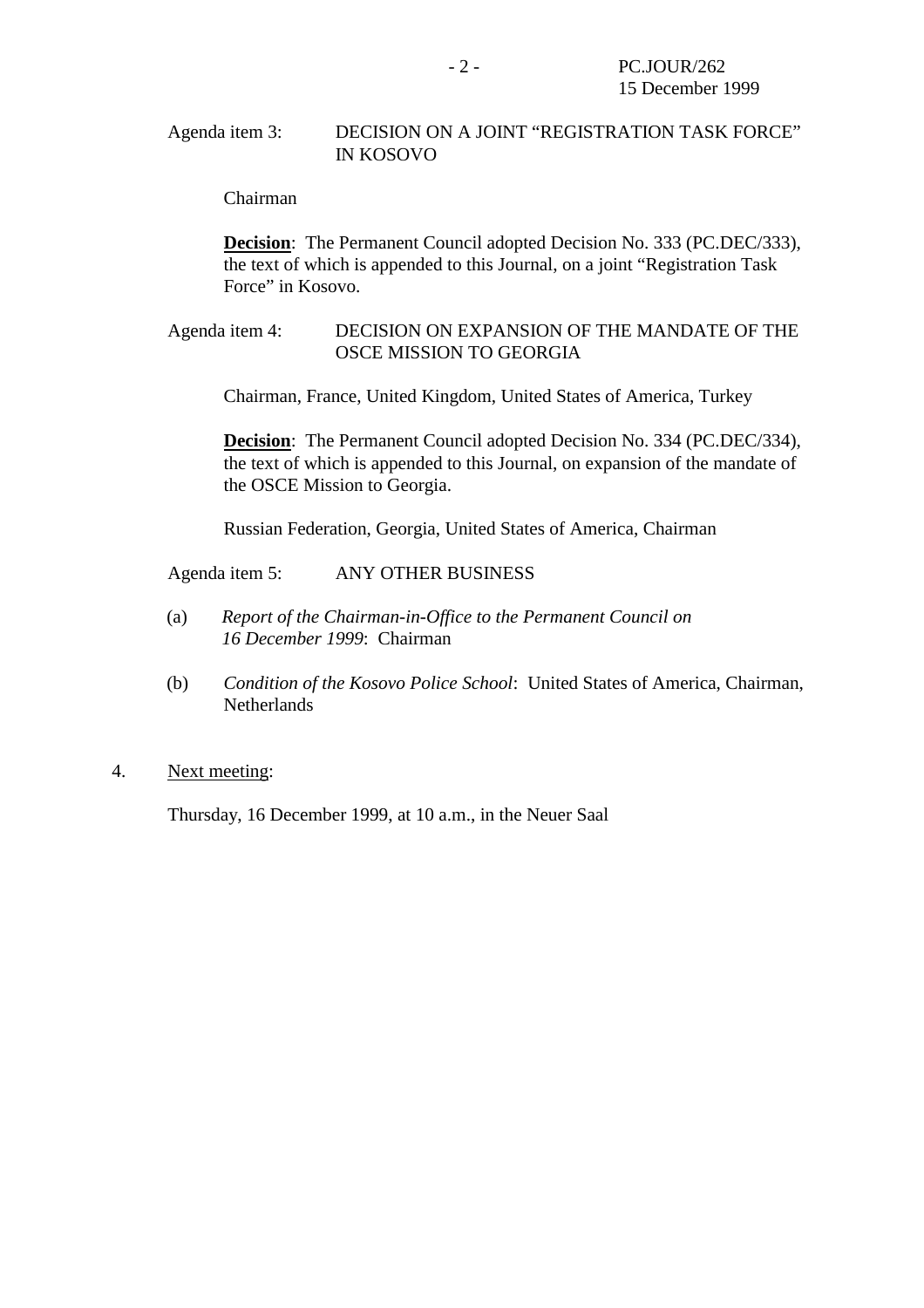Agenda item 3: DECISION ON A JOINT "REGISTRATION TASK FORCE" IN KOSOVO

Chairman

**Decision**: The Permanent Council adopted Decision No. 333 (PC.DEC/333), the text of which is appended to this Journal, on a joint "Registration Task Force" in Kosovo.

Agenda item 4: DECISION ON EXPANSION OF THE MANDATE OF THE OSCE MISSION TO GEORGIA

Chairman, France, United Kingdom, United States of America, Turkey

**Decision**: The Permanent Council adopted Decision No. 334 (PC.DEC/334), the text of which is appended to this Journal, on expansion of the mandate of the OSCE Mission to Georgia.

Russian Federation, Georgia, United States of America, Chairman

Agenda item 5: ANY OTHER BUSINESS

(a) *Report of the Chairman-in-Office to the Permanent Council on 16 December 1999*: Chairman

(b) *Condition of the Kosovo Police School*: United States of America, Chairman, Netherlands

4. Next meeting:

Thursday, 16 December 1999, at 10 a.m., in the Neuer Saal